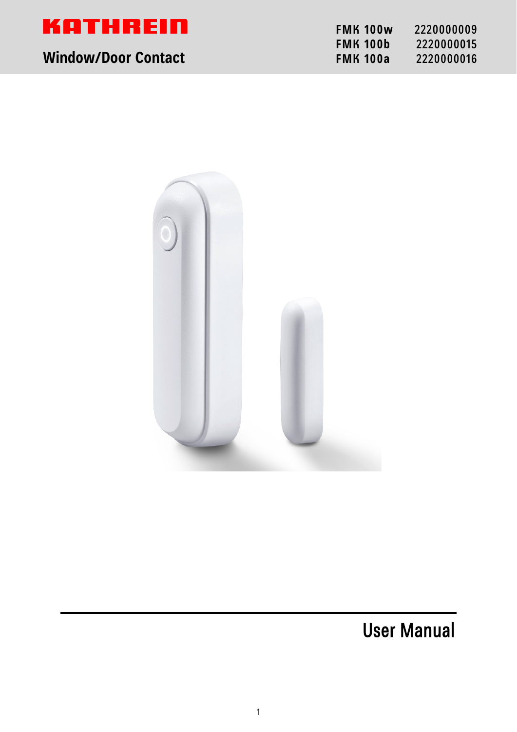# KATHREIN

## Window/Door Contact

| | |
|---|---|
| **FMK 100w** | 2220000009 |
| **FMK 100b** | 2220000015 |
| **FMK 100a** | 2220000016 |

# User Manual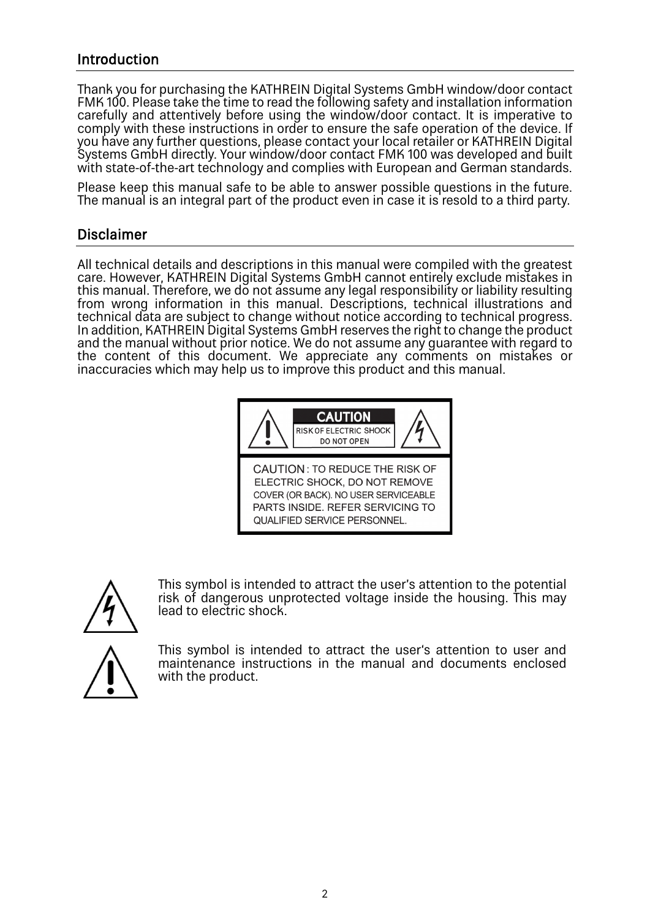## Introduction

Thank you for purchasing the KATHREIN Digital Systems GmbH window/door contact FMK 100. Please take the time to read the following safety and installation information carefully and attentively before using the window/door contact. It is imperative to comply with these instructions in order to ensure the safe operation of the device. If you have any further questions, please contact your local retailer or KATHREIN Digital Systems GmbH directly. Your window/door contact FMK 100 was developed and built with state-of-the-art technology and complies with European and German standards.

Please keep this manual safe to be able to answer possible questions in the future. The manual is an integral part of the product even in case it is resold to a third party.

## Disclaimer

All technical details and descriptions in this manual were compiled with the greatest care. However, KATHREIN Digital Systems GmbH cannot entirely exclude mistakes in this manual. Therefore, we do not assume any legal responsibility or liability resulting from wrong information in this manual. Descriptions, technical illustrations and technical data are subject to change without notice according to technical progress. In addition, KATHREIN Digital Systems GmbH reserves the right to change the product and the manual without prior notice. We do not assume any guarantee with regard to the content of this document. We appreciate any comments on mistakes or inaccuracies which may help us to improve this product and this manual.

**CAUTION**
RISK OF ELECTRIC SHOCK
DO NOT OPEN

CAUTION: TO REDUCE THE RISK OF ELECTRIC SHOCK, DO NOT REMOVE COVER (OR BACK). NO USER SERVICEABLE PARTS INSIDE. REFER SERVICING TO QUALIFIED SERVICE PERSONNEL.

This symbol is intended to attract the user's attention to the potential risk of dangerous unprotected voltage inside the housing. This may lead to electric shock.

This symbol is intended to attract the user's attention to user and maintenance instructions in the manual and documents enclosed with the product.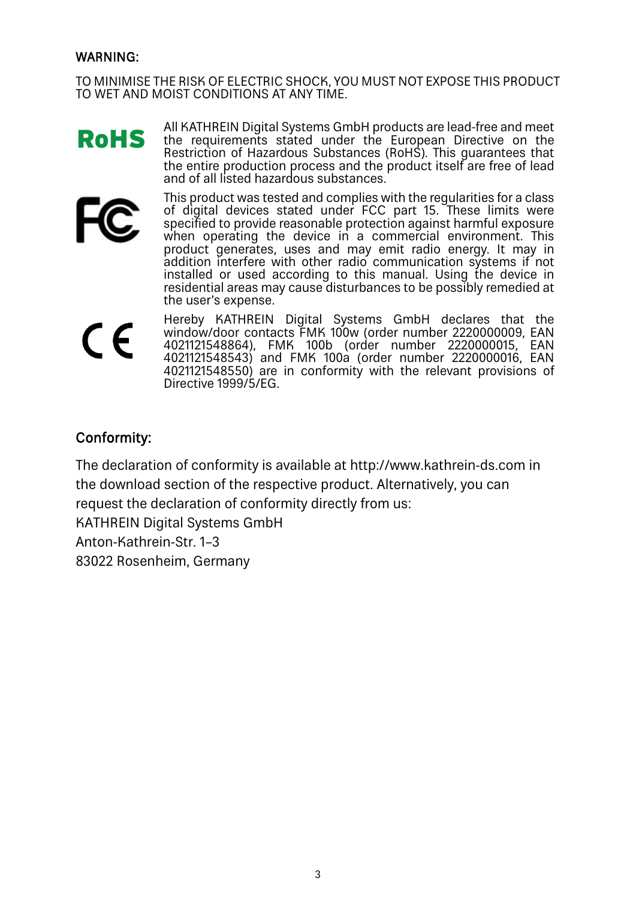WARNING:

TO MINIMISE THE RISK OF ELECTRIC SHOCK, YOU MUST NOT EXPOSE THIS PRODUCT TO WET AND MOIST CONDITIONS AT ANY TIME.

All KATHREIN Digital Systems GmbH products are lead-free and meet the requirements stated under the European Directive on the Restriction of Hazardous Substances (RoHS). This guarantees that the entire production process and the product itself are free of lead and of all listed hazardous substances.

This product was tested and complies with the regularities for a class of digital devices stated under FCC part 15. These limits were specified to provide reasonable protection against harmful exposure when operating the device in a commercial environment. This product generates, uses and may emit radio energy. It may in addition interfere with other radio communication systems if not installed or used according to this manual. Using the device in residential areas may cause disturbances to be possibly remedied at the user's expense.

Hereby KATHREIN Digital Systems GmbH declares that the window/door contacts FMK 100w (order number 2220000009, EAN 4021121548864), FMK 100b (order number 2220000015, EAN 4021121548543) and FMK 100a (order number 2220000016, EAN 4021121548550) are in conformity with the relevant provisions of Directive 1999/5/EG.

## Conformity:

The declaration of conformity is available at http://www.kathrein-ds.com in the download section of the respective product. Alternatively, you can request the declaration of conformity directly from us:
KATHREIN Digital Systems GmbH
Anton-Kathrein-Str. 1–3
83022 Rosenheim, Germany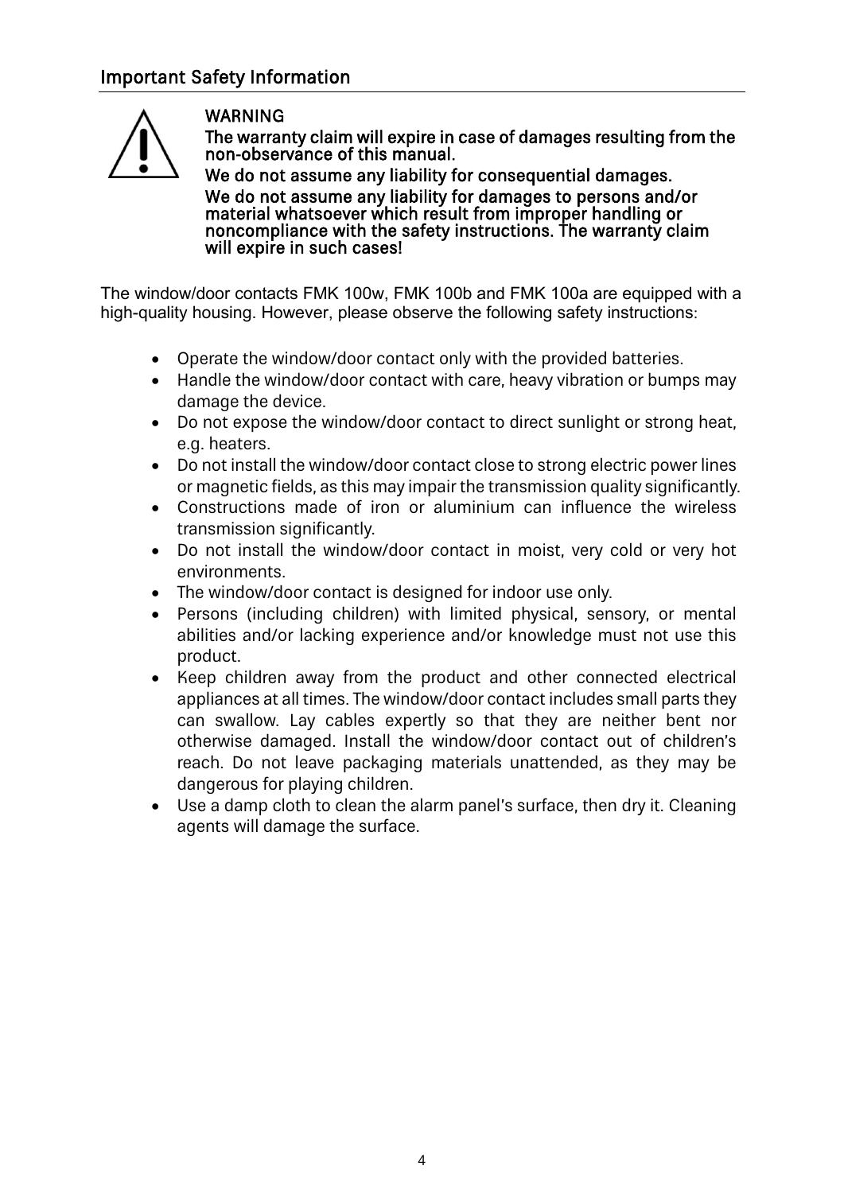## Important Safety Information

**WARNING**

**The warranty claim will expire in case of damages resulting from the non-observance of this manual.**

**We do not assume any liability for consequential damages.**

**We do not assume any liability for damages to persons and/or material whatsoever which result from improper handling or noncompliance with the safety instructions. The warranty claim will expire in such cases!**

The window/door contacts FMK 100w, FMK 100b and FMK 100a are equipped with a high-quality housing. However, please observe the following safety instructions:

- Operate the window/door contact only with the provided batteries.
- Handle the window/door contact with care, heavy vibration or bumps may damage the device.
- Do not expose the window/door contact to direct sunlight or strong heat, e.g. heaters.
- Do not install the window/door contact close to strong electric power lines or magnetic fields, as this may impair the transmission quality significantly.
- Constructions made of iron or aluminium can influence the wireless transmission significantly.
- Do not install the window/door contact in moist, very cold or very hot environments.
- The window/door contact is designed for indoor use only.
- Persons (including children) with limited physical, sensory, or mental abilities and/or lacking experience and/or knowledge must not use this product.
- Keep children away from the product and other connected electrical appliances at all times. The window/door contact includes small parts they can swallow. Lay cables expertly so that they are neither bent nor otherwise damaged. Install the window/door contact out of children's reach. Do not leave packaging materials unattended, as they may be dangerous for playing children.
- Use a damp cloth to clean the alarm panel's surface, then dry it. Cleaning agents will damage the surface.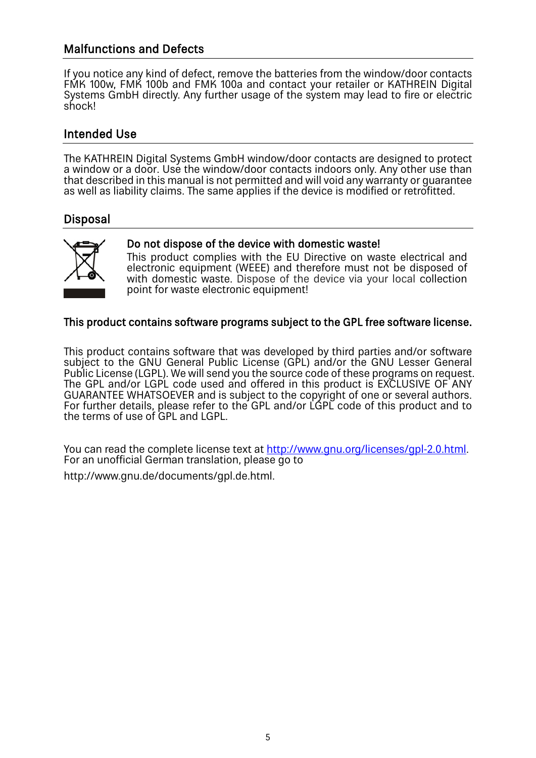## Malfunctions and Defects

If you notice any kind of defect, remove the batteries from the window/door contacts FMK 100w, FMK 100b and FMK 100a and contact your retailer or KATHREIN Digital Systems GmbH directly. Any further usage of the system may lead to fire or electric shock!

## Intended Use

The KATHREIN Digital Systems GmbH window/door contacts are designed to protect a window or a door. Use the window/door contacts indoors only. Any other use than that described in this manual is not permitted and will void any warranty or guarantee as well as liability claims. The same applies if the device is modified or retrofitted.

## Disposal

**Do not dispose of the device with domestic waste!**

This product complies with the EU Directive on waste electrical and electronic equipment (WEEE) and therefore must not be disposed of with domestic waste. Dispose of the device via your local collection point for waste electronic equipment!

**This product contains software programs subject to the GPL free software license.**

This product contains software that was developed by third parties and/or software subject to the GNU General Public License (GPL) and/or the GNU Lesser General Public License (LGPL). We will send you the source code of these programs on request. The GPL and/or LGPL code used and offered in this product is EXCLUSIVE OF ANY GUARANTEE WHATSOEVER and is subject to the copyright of one or several authors. For further details, please refer to the GPL and/or LGPL code of this product and to the terms of use of GPL and LGPL.

You can read the complete license text at http://www.gnu.org/licenses/gpl-2.0.html. For an unofficial German translation, please go to

http://www.gnu.de/documents/gpl.de.html.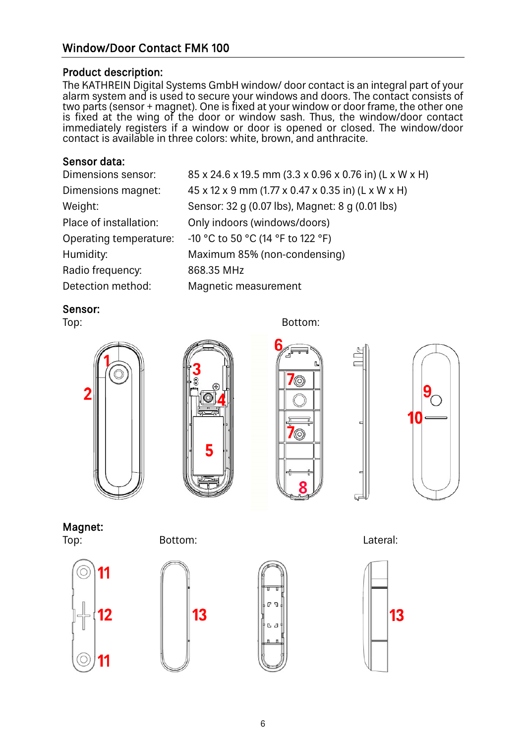## Window/Door Contact FMK 100

### Product description:

The KATHREIN Digital Systems GmbH window/ door contact is an integral part of your alarm system and is used to secure your windows and doors. The contact consists of two parts (sensor + magnet). One is fixed at your window or door frame, the other one is fixed at the wing of the door or window sash. Thus, the window/door contact immediately registers if a window or door is opened or closed. The window/door contact is available in three colors: white, brown, and anthracite.

### Sensor data:

| | |
|---|---|
| Dimensions sensor: | 85 x 24.6 x 19.5 mm (3.3 x 0.96 x 0.76 in) (L x W x H) |
| Dimensions magnet: | 45 x 12 x 9 mm (1.77 x 0.47 x 0.35 in) (L x W x H) |
| Weight: | Sensor: 32 g (0.07 lbs), Magnet: 8 g (0.01 lbs) |
| Place of installation: | Only indoors (windows/doors) |
| Operating temperature: | -10 °C to 50 °C (14 °F to 122 °F) |
| Humidity: | Maximum 85% (non-condensing) |
| Radio frequency: | 868.35 MHz |
| Detection method: | Magnetic measurement |

### Sensor:

Top: Bottom:

1 2 3 4 5 6 7 7 8 9 10

### Magnet:

Top: Bottom: Lateral:

11 12 11 13 13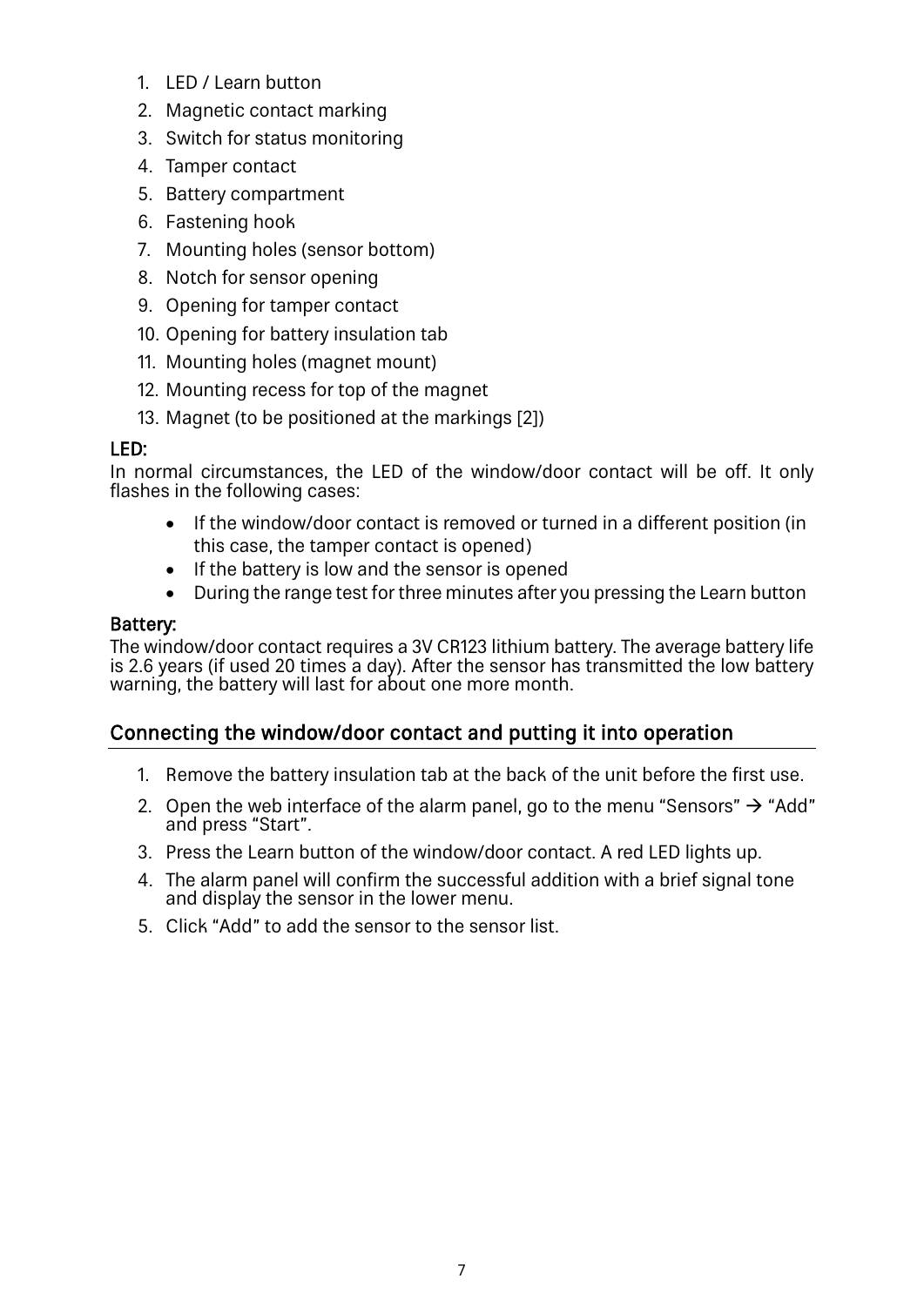1. LED / Learn button
2. Magnetic contact marking
3. Switch for status monitoring
4. Tamper contact
5. Battery compartment
6. Fastening hook
7. Mounting holes (sensor bottom)
8. Notch for sensor opening
9. Opening for tamper contact
10. Opening for battery insulation tab
11. Mounting holes (magnet mount)
12. Mounting recess for top of the magnet
13. Magnet (to be positioned at the markings [2])

**LED:**

In normal circumstances, the LED of the window/door contact will be off. It only flashes in the following cases:

- If the window/door contact is removed or turned in a different position (in this case, the tamper contact is opened)
- If the battery is low and the sensor is opened
- During the range test for three minutes after you pressing the Learn button

**Battery:**

The window/door contact requires a 3V CR123 lithium battery. The average battery life is 2.6 years (if used 20 times a day). After the sensor has transmitted the low battery warning, the battery will last for about one more month.

## Connecting the window/door contact and putting it into operation

1. Remove the battery insulation tab at the back of the unit before the first use.
2. Open the web interface of the alarm panel, go to the menu “Sensors” → “Add” and press “Start”.
3. Press the Learn button of the window/door contact. A red LED lights up.
4. The alarm panel will confirm the successful addition with a brief signal tone and display the sensor in the lower menu.
5. Click “Add” to add the sensor to the sensor list.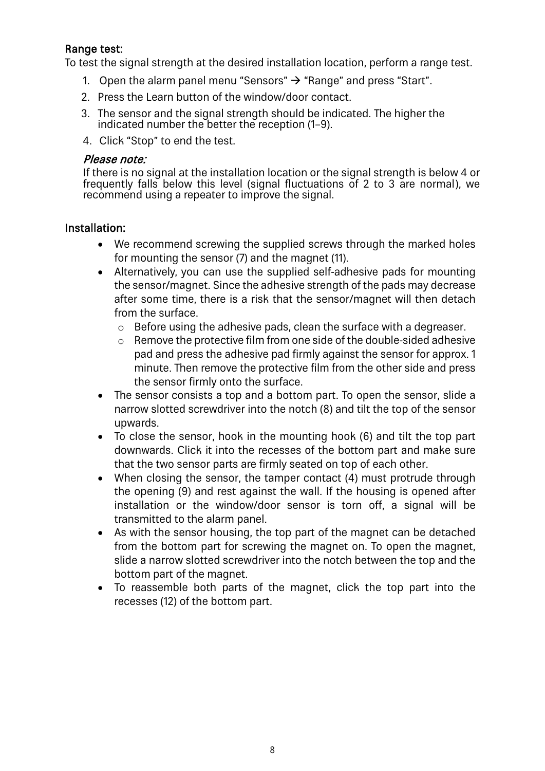## Range test:

To test the signal strength at the desired installation location, perform a range test.

1. Open the alarm panel menu “Sensors” → “Range” and press “Start”.
2. Press the Learn button of the window/door contact.
3. The sensor and the signal strength should be indicated. The higher the indicated number the better the reception (1–9).
4. Click “Stop” to end the test.

*Please note:*

If there is no signal at the installation location or the signal strength is below 4 or frequently falls below this level (signal fluctuations of 2 to 3 are normal), we recommend using a repeater to improve the signal.

## Installation:

- We recommend screwing the supplied screws through the marked holes for mounting the sensor (7) and the magnet (11).
- Alternatively, you can use the supplied self-adhesive pads for mounting the sensor/magnet. Since the adhesive strength of the pads may decrease after some time, there is a risk that the sensor/magnet will then detach from the surface.
  - Before using the adhesive pads, clean the surface with a degreaser.
  - Remove the protective film from one side of the double-sided adhesive pad and press the adhesive pad firmly against the sensor for approx. 1 minute. Then remove the protective film from the other side and press the sensor firmly onto the surface.
- The sensor consists a top and a bottom part. To open the sensor, slide a narrow slotted screwdriver into the notch (8) and tilt the top of the sensor upwards.
- To close the sensor, hook in the mounting hook (6) and tilt the top part downwards. Click it into the recesses of the bottom part and make sure that the two sensor parts are firmly seated on top of each other.
- When closing the sensor, the tamper contact (4) must protrude through the opening (9) and rest against the wall. If the housing is opened after installation or the window/door sensor is torn off, a signal will be transmitted to the alarm panel.
- As with the sensor housing, the top part of the magnet can be detached from the bottom part for screwing the magnet on. To open the magnet, slide a narrow slotted screwdriver into the notch between the top and the bottom part of the magnet.
- To reassemble both parts of the magnet, click the top part into the recesses (12) of the bottom part.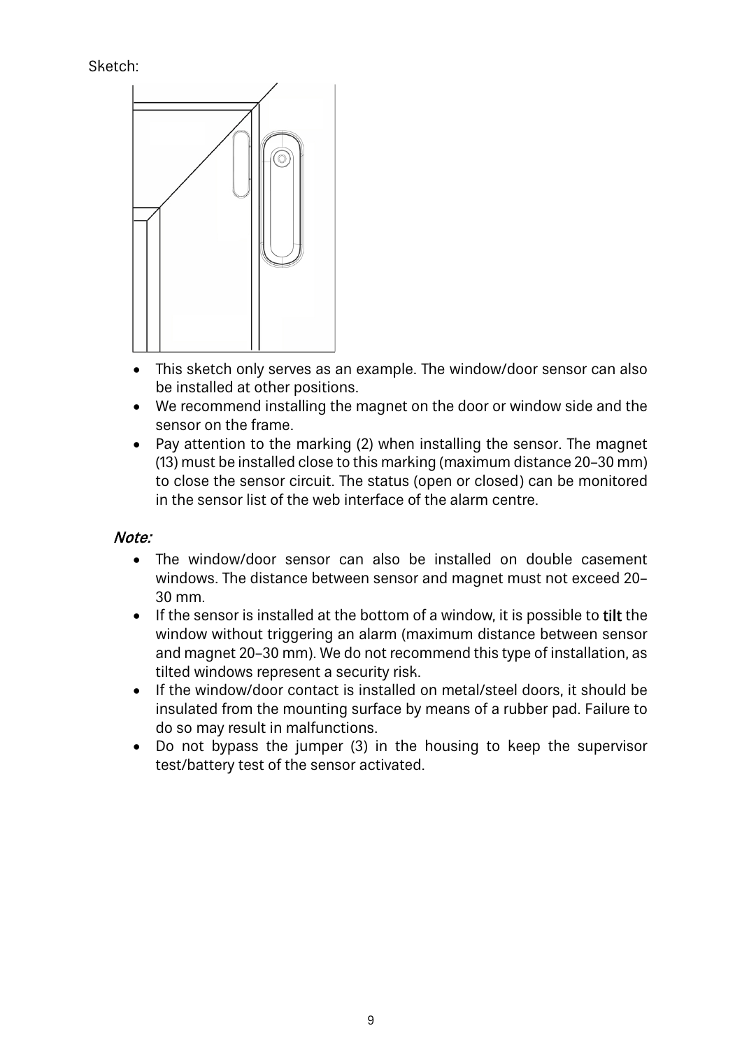Sketch:

- This sketch only serves as an example. The window/door sensor can also be installed at other positions.
- We recommend installing the magnet on the door or window side and the sensor on the frame.
- Pay attention to the marking (2) when installing the sensor. The magnet (13) must be installed close to this marking (maximum distance 20–30 mm) to close the sensor circuit. The status (open or closed) can be monitored in the sensor list of the web interface of the alarm centre.

*Note:*

- The window/door sensor can also be installed on double casement windows. The distance between sensor and magnet must not exceed 20–30 mm.
- If the sensor is installed at the bottom of a window, it is possible to **tilt** the window without triggering an alarm (maximum distance between sensor and magnet 20–30 mm). We do not recommend this type of installation, as tilted windows represent a security risk.
- If the window/door contact is installed on metal/steel doors, it should be insulated from the mounting surface by means of a rubber pad. Failure to do so may result in malfunctions.
- Do not bypass the jumper (3) in the housing to keep the supervisor test/battery test of the sensor activated.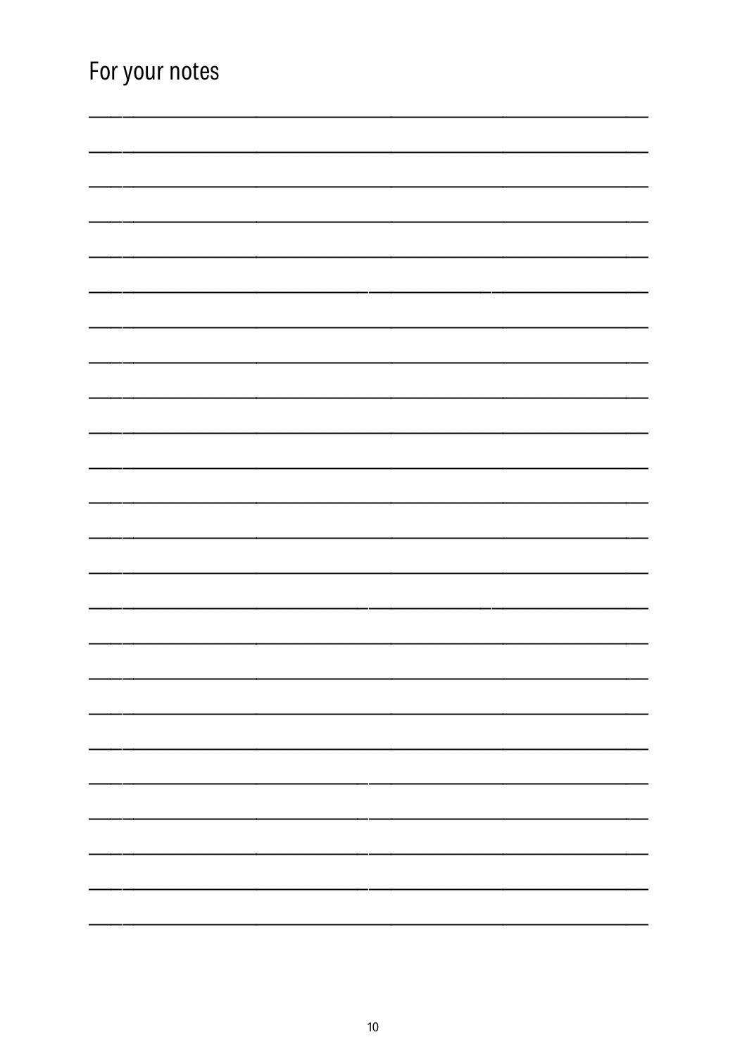# For your notes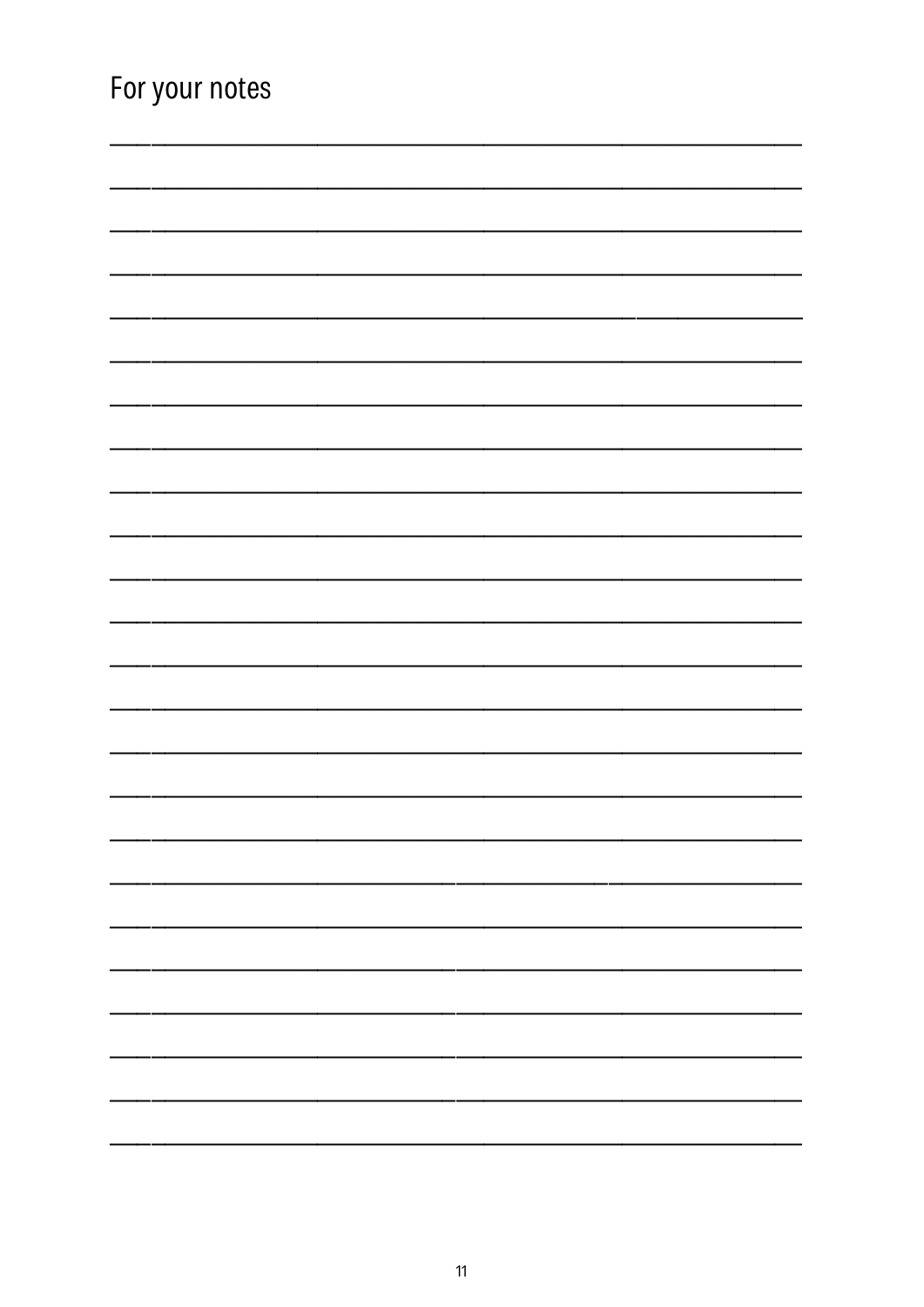# For your notes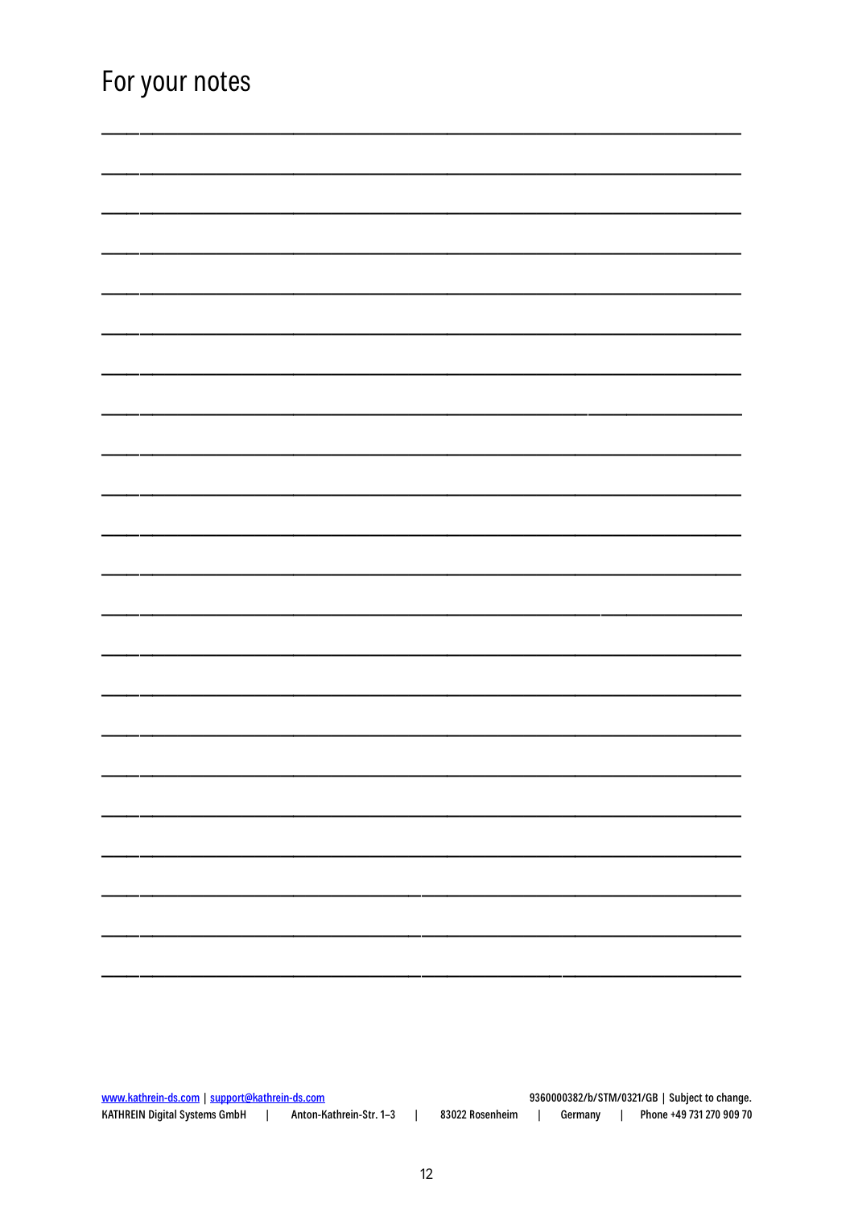# For your notes

[www.kathrein-ds.com](http://www.kathrein-ds.com) | [support@kathrein-ds.com](mailto:support@kathrein-ds.com)

9360000382/b/STM/0321/GB | Subject to change.

KATHREIN Digital Systems GmbH | Anton-Kathrein-Str. 1–3 | 83022 Rosenheim | Germany | Phone +49 731 270 909 70